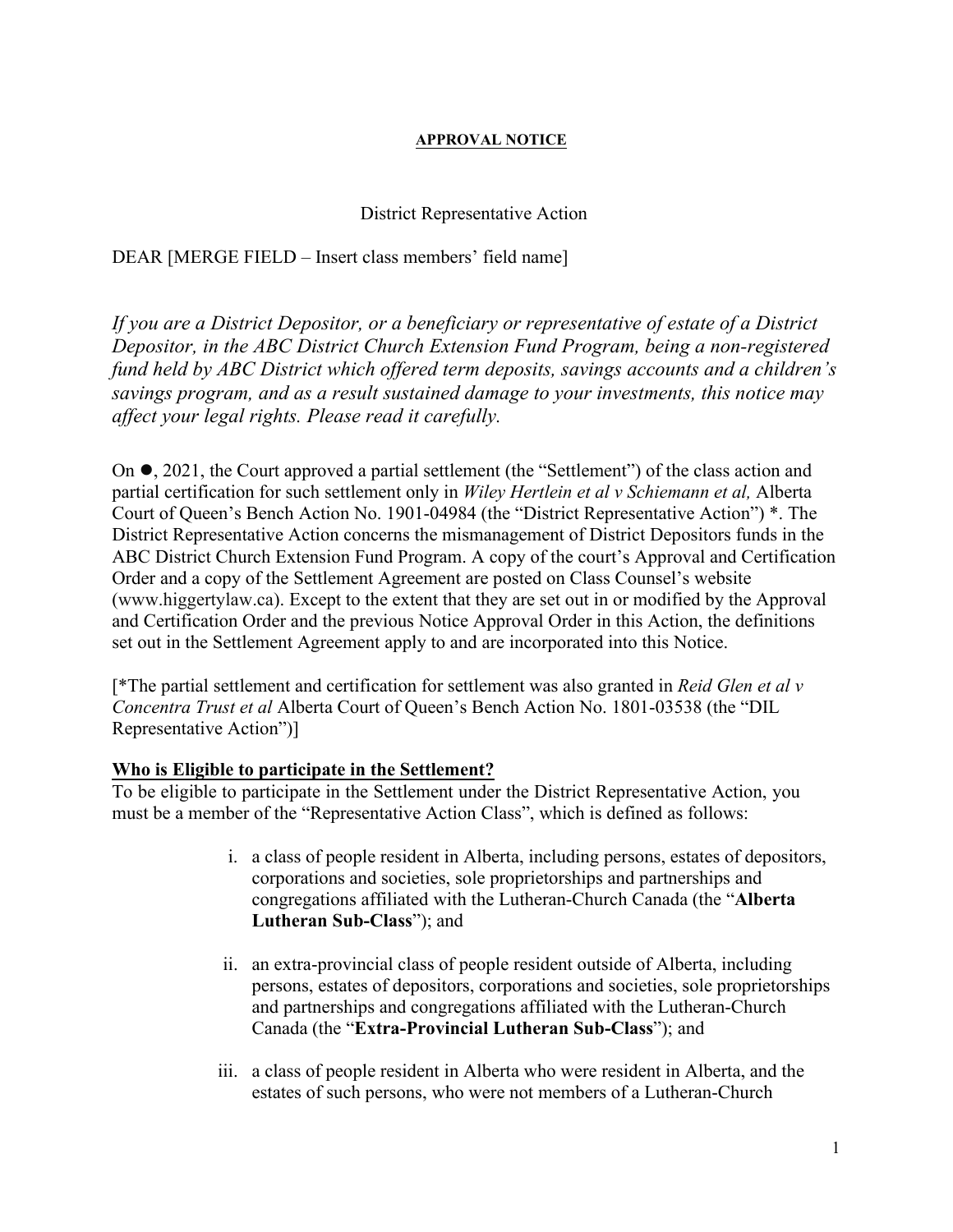**APPROVAL NOTICE**

District Representative Action

DEAR [MERGE FIELD – Insert class members' field name]

*If you are a District Depositor, or a beneficiary or representative of estate of a District Depositor, in the ABC District Church Extension Fund Program, being a non-registered fund held by ABC District which offered term deposits, savings accounts and a children's savings program, and as a result sustained damage to your investments, this notice may affect your legal rights. Please read it carefully.*

On ●, 2021, the Court approved a partial settlement (the "Settlement") of the class action and partial certification for such settlement only in *Wiley Hertlein et al v Schiemann et al,* Alberta Court of Queen's Bench Action No. 1901-04984 (the "District Representative Action") *. The District Representative Action concerns the mismanagement of District Depositors funds in the ABC District Church Extension Fund Program. A copy of the court's Approval and Certification Order and a copy of the Settlement Agreement are posted on Class Counsel's website (www.higgertylaw.ca). Except to the extent that they are set out in or modified by the Approval and Certification Order and the previous Notice Approval Order in this Action, the definitions set out in the Settlement Agreement apply to and are incorporated into this Notice.

[*The partial settlement and certification for settlement was also granted in *Reid Glen et al v Concentra Trust et al* Alberta Court of Queen's Bench Action No. 1801-03538 (the "DIL Representative Action")]

**Who is Eligible to participate in the Settlement?**

To be eligible to participate in the Settlement under the District Representative Action, you must be a member of the "Representative Action Class", which is defined as follows:

i. a class of people resident in Alberta, including persons, estates of depositors, corporations and societies, sole proprietorships and partnerships and congregations affiliated with the Lutheran-Church Canada (the "**Alberta Lutheran Sub-Class**"); and

ii. an extra-provincial class of people resident outside of Alberta, including persons, estates of depositors, corporations and societies, sole proprietorships and partnerships and congregations affiliated with the Lutheran-Church Canada (the "**Extra-Provincial Lutheran Sub-Class**"); and

iii. a class of people resident in Alberta who were resident in Alberta, and the estates of such persons, who were not members of a Lutheran-Church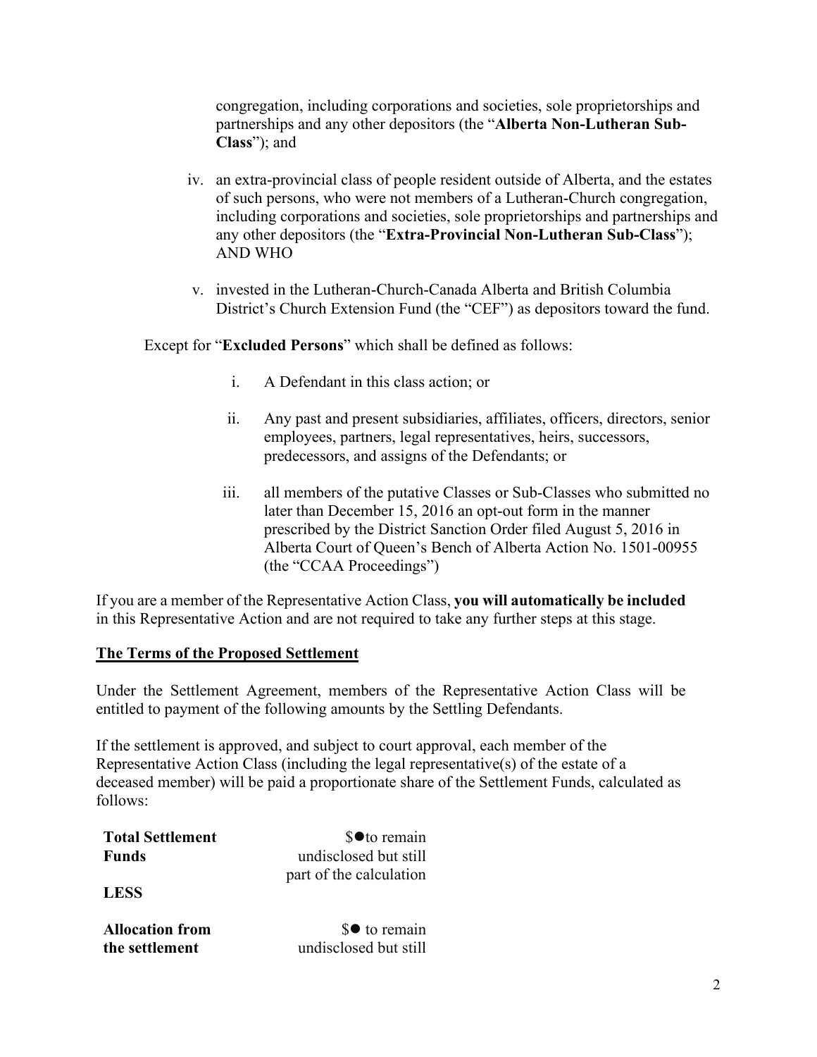congregation, including corporations and societies, sole proprietorships and partnerships and any other depositors (the "**Alberta Non-Lutheran Sub-Class**"); and

iv. an extra-provincial class of people resident outside of Alberta, and the estates of such persons, who were not members of a Lutheran-Church congregation, including corporations and societies, sole proprietorships and partnerships and any other depositors (the "**Extra-Provincial Non-Lutheran Sub-Class**"); AND WHO

v. invested in the Lutheran-Church-Canada Alberta and British Columbia District's Church Extension Fund (the "CEF") as depositors toward the fund.

Except for "**Excluded Persons**" which shall be defined as follows:

i. A Defendant in this class action; or

ii. Any past and present subsidiaries, affiliates, officers, directors, senior employees, partners, legal representatives, heirs, successors, predecessors, and assigns of the Defendants; or

iii. all members of the putative Classes or Sub-Classes who submitted no later than December 15, 2016 an opt-out form in the manner prescribed by the District Sanction Order filed August 5, 2016 in Alberta Court of Queen's Bench of Alberta Action No. 1501-00955 (the "CCAA Proceedings")

If you are a member of the Representative Action Class, **you will automatically be included** in this Representative Action and are not required to take any further steps at this stage.

## The Terms of the Proposed Settlement

Under the Settlement Agreement, members of the Representative Action Class will be entitled to payment of the following amounts by the Settling Defendants.

If the settlement is approved, and subject to court approval, each member of the Representative Action Class (including the legal representative(s) of the estate of a deceased member) will be paid a proportionate share of the Settlement Funds, calculated as follows:

| | |
|---|---|
| **Total Settlement Funds** | $●to remain undisclosed but still part of the calculation |
| **LESS** | |
| **Allocation from the settlement** | $● to remain undisclosed but still |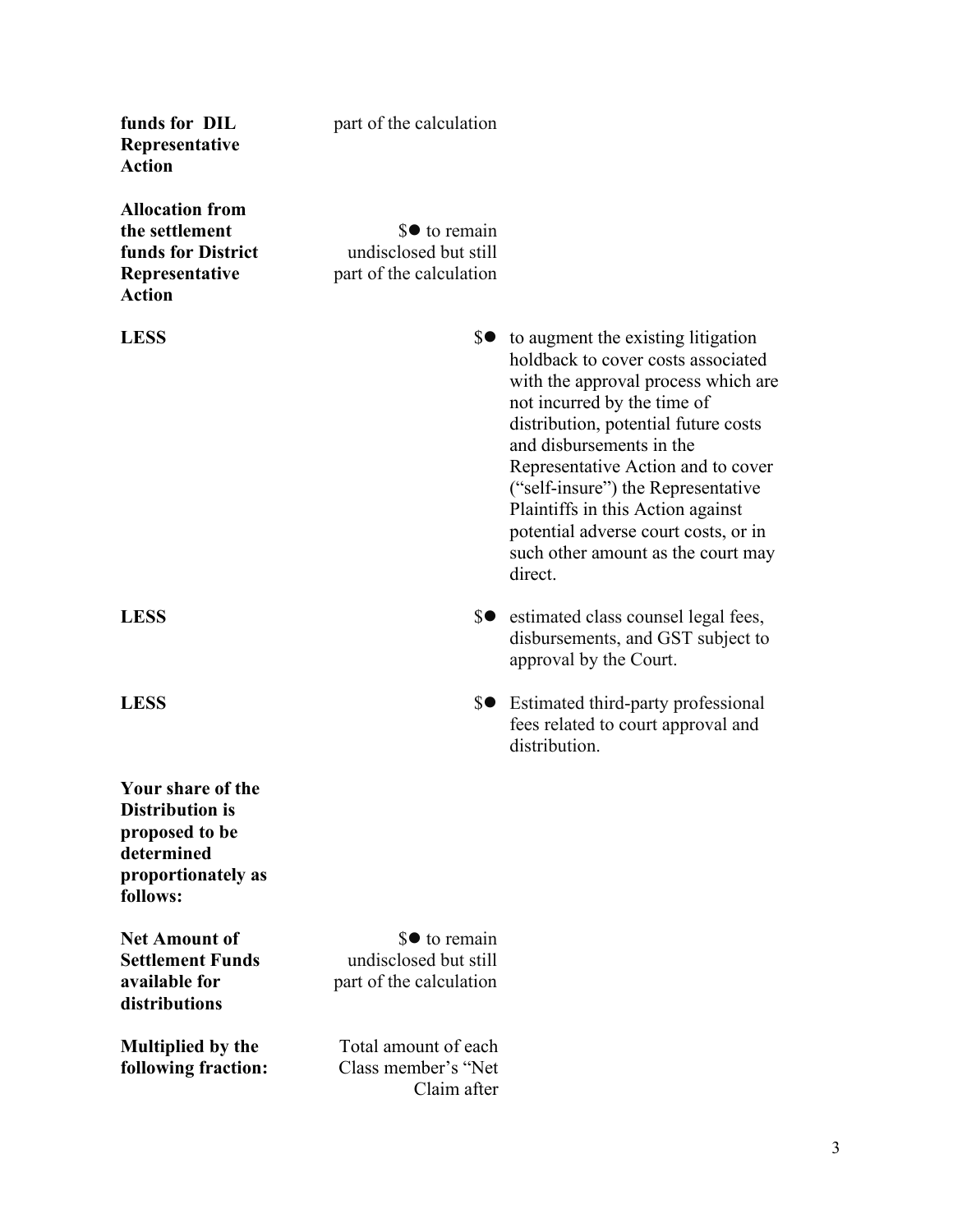| | | |
|---|---|---|
| **funds for DIL Representative Action** | part of the calculation | |
| **Allocation from the settlement funds for District Representative Action** | $● to remain undisclosed but still part of the calculation | |
| **LESS** | $● | to augment the existing litigation holdback to cover costs associated with the approval process which are not incurred by the time of distribution, potential future costs and disbursements in the Representative Action and to cover ("self-insure") the Representative Plaintiffs in this Action against potential adverse court costs, or in such other amount as the court may direct. |
| **LESS** | $● | estimated class counsel legal fees, disbursements, and GST subject to approval by the Court. |
| **LESS** | $● | Estimated third-party professional fees related to court approval and distribution. |
| **Your share of the Distribution is proposed to be determined proportionately as follows:** | | |
| **Net Amount of Settlement Funds available for distributions** | $● to remain undisclosed but still part of the calculation | |
| **Multiplied by the following fraction:** | Total amount of each Class member's "Net Claim after | |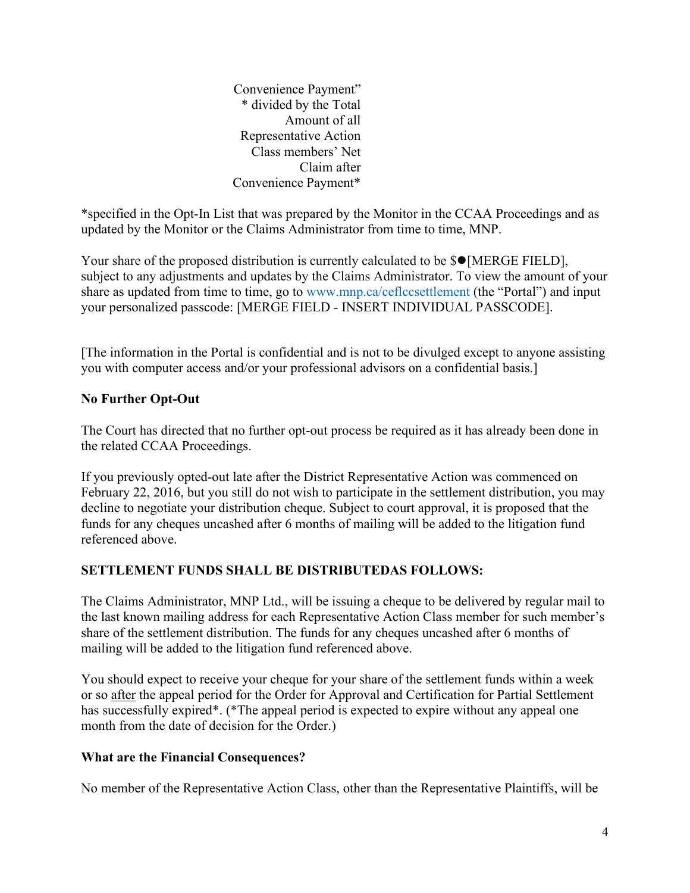Convenience Payment"
* divided by the Total Amount of all Representative Action Class members' Net Claim after Convenience Payment*

*specified in the Opt-In List that was prepared by the Monitor in the CCAA Proceedings and as updated by the Monitor or the Claims Administrator from time to time, MNP.

Your share of the proposed distribution is currently calculated to be $●[MERGE FIELD], subject to any adjustments and updates by the Claims Administrator. To view the amount of your share as updated from time to time, go to www.mnp.ca/ceflccsettlement (the "Portal") and input your personalized passcode: [MERGE FIELD - INSERT INDIVIDUAL PASSCODE].

[The information in the Portal is confidential and is not to be divulged except to anyone assisting you with computer access and/or your professional advisors on a confidential basis.]

**No Further Opt-Out**

The Court has directed that no further opt-out process be required as it has already been done in the related CCAA Proceedings.

If you previously opted-out late after the District Representative Action was commenced on February 22, 2016, but you still do not wish to participate in the settlement distribution, you may decline to negotiate your distribution cheque. Subject to court approval, it is proposed that the funds for any cheques uncashed after 6 months of mailing will be added to the litigation fund referenced above.

**SETTLEMENT FUNDS SHALL BE DISTRIBUTEDAS FOLLOWS:**

The Claims Administrator, MNP Ltd., will be issuing a cheque to be delivered by regular mail to the last known mailing address for each Representative Action Class member for such member's share of the settlement distribution. The funds for any cheques uncashed after 6 months of mailing will be added to the litigation fund referenced above.

You should expect to receive your cheque for your share of the settlement funds within a week or so after the appeal period for the Order for Approval and Certification for Partial Settlement has successfully expired*. (*The appeal period is expected to expire without any appeal one month from the date of decision for the Order.)

**What are the Financial Consequences?**

No member of the Representative Action Class, other than the Representative Plaintiffs, will be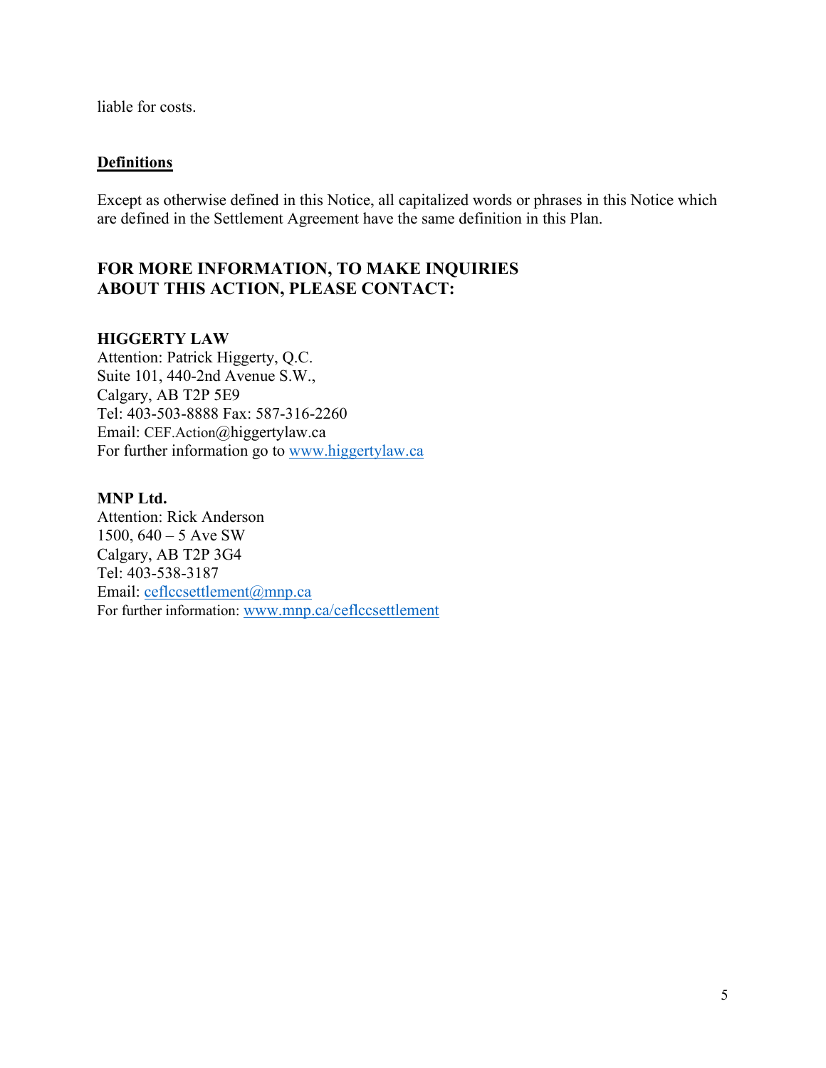liable for costs.

**Definitions**

Except as otherwise defined in this Notice, all capitalized words or phrases in this Notice which are defined in the Settlement Agreement have the same definition in this Plan.

## FOR MORE INFORMATION, TO MAKE INQUIRIES ABOUT THIS ACTION, PLEASE CONTACT:

**HIGGERTY LAW**
Attention: Patrick Higgerty, Q.C.
Suite 101, 440-2nd Avenue S.W.,
Calgary, AB T2P 5E9
Tel: 403-503-8888 Fax: 587-316-2260
Email: CEF.Action@higgertylaw.ca
For further information go to www.higgertylaw.ca

**MNP Ltd.**
Attention: Rick Anderson
1500, 640 – 5 Ave SW
Calgary, AB T2P 3G4
Tel: 403-538-3187
Email: ceflccsettlement@mnp.ca
For further information: www.mnp.ca/ceflccsettlement